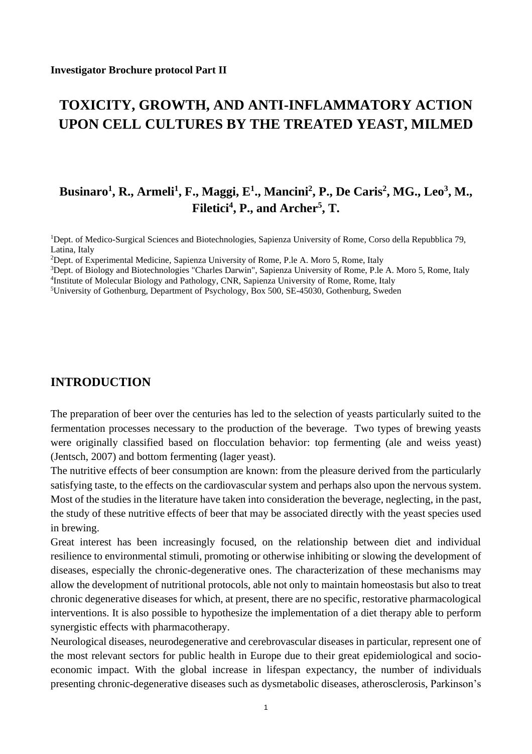**Investigator Brochure protocol Part II**

# TOXICITY, GROWTH, AND ANTI-INFLAMMATORY ACTION UPON CELL CULTURES BY THE TREATED YEAST, MILMED

**Businaro[1], R., Armeli[1], F., Maggi, E[1]., Mancini[2], P., De Caris[2], MG., Leo[3], M., Filetici[4], P., and Archer[5], T.**

[1]Dept. of Medico-Surgical Sciences and Biotechnologies, Sapienza University of Rome, Corso della Repubblica 79, Latina, Italy

[2]Dept. of Experimental Medicine, Sapienza University of Rome, P.le A. Moro 5, Rome, Italy

[3]Dept. of Biology and Biotechnologies "Charles Darwin", Sapienza University of Rome, P.le A. Moro 5, Rome, Italy

[4]Institute of Molecular Biology and Pathology, CNR, Sapienza University of Rome, Rome, Italy

[5]University of Gothenburg, Department of Psychology, Box 500, SE-45030, Gothenburg, Sweden

## INTRODUCTION

The preparation of beer over the centuries has led to the selection of yeasts particularly suited to the fermentation processes necessary to the production of the beverage. Two types of brewing yeasts were originally classified based on flocculation behavior: top fermenting (ale and weiss yeast) (Jentsch, 2007) and bottom fermenting (lager yeast).

The nutritive effects of beer consumption are known: from the pleasure derived from the particularly satisfying taste, to the effects on the cardiovascular system and perhaps also upon the nervous system. Most of the studies in the literature have taken into consideration the beverage, neglecting, in the past, the study of these nutritive effects of beer that may be associated directly with the yeast species used in brewing.

Great interest has been increasingly focused, on the relationship between diet and individual resilience to environmental stimuli, promoting or otherwise inhibiting or slowing the development of diseases, especially the chronic-degenerative ones. The characterization of these mechanisms may allow the development of nutritional protocols, able not only to maintain homeostasis but also to treat chronic degenerative diseases for which, at present, there are no specific, restorative pharmacological interventions. It is also possible to hypothesize the implementation of a diet therapy able to perform synergistic effects with pharmacotherapy.

Neurological diseases, neurodegenerative and cerebrovascular diseases in particular, represent one of the most relevant sectors for public health in Europe due to their great epidemiological and socio-economic impact. With the global increase in lifespan expectancy, the number of individuals presenting chronic-degenerative diseases such as dysmetabolic diseases, atherosclerosis, Parkinson's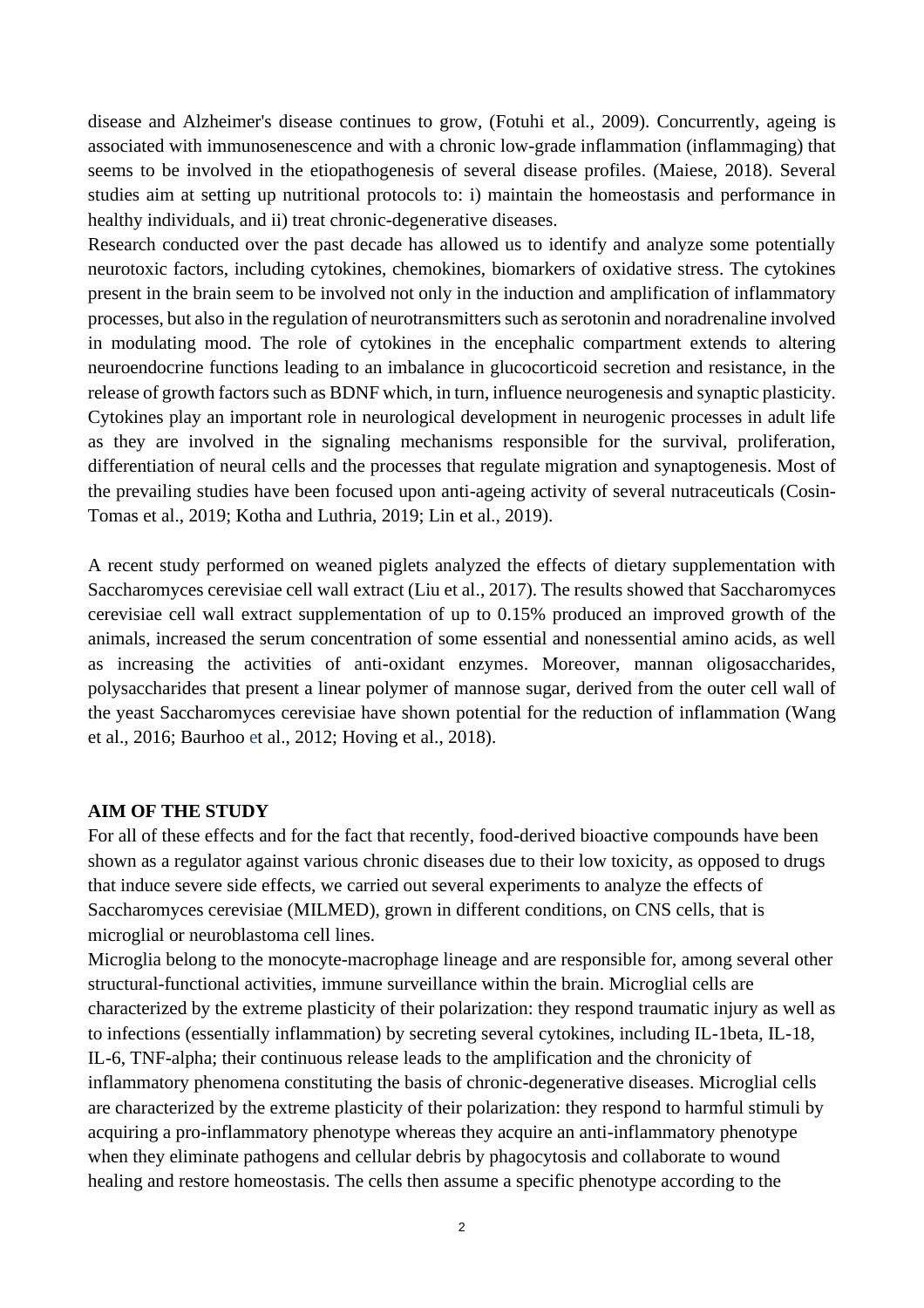disease and Alzheimer's disease continues to grow, (Fotuhi et al., 2009). Concurrently, ageing is associated with immunosenescence and with a chronic low-grade inflammation (inflammaging) that seems to be involved in the etiopathogenesis of several disease profiles. (Maiese, 2018). Several studies aim at setting up nutritional protocols to: i) maintain the homeostasis and performance in healthy individuals, and ii) treat chronic-degenerative diseases.

Research conducted over the past decade has allowed us to identify and analyze some potentially neurotoxic factors, including cytokines, chemokines, biomarkers of oxidative stress. The cytokines present in the brain seem to be involved not only in the induction and amplification of inflammatory processes, but also in the regulation of neurotransmitters such as serotonin and noradrenaline involved in modulating mood. The role of cytokines in the encephalic compartment extends to altering neuroendocrine functions leading to an imbalance in glucocorticoid secretion and resistance, in the release of growth factors such as BDNF which, in turn, influence neurogenesis and synaptic plasticity. Cytokines play an important role in neurological development in neurogenic processes in adult life as they are involved in the signaling mechanisms responsible for the survival, proliferation, differentiation of neural cells and the processes that regulate migration and synaptogenesis. Most of the prevailing studies have been focused upon anti-ageing activity of several nutraceuticals (Cosin-Tomas et al., 2019; Kotha and Luthria, 2019; Lin et al., 2019).

A recent study performed on weaned piglets analyzed the effects of dietary supplementation with Saccharomyces cerevisiae cell wall extract (Liu et al., 2017). The results showed that Saccharomyces cerevisiae cell wall extract supplementation of up to 0.15% produced an improved growth of the animals, increased the serum concentration of some essential and nonessential amino acids, as well as increasing the activities of anti-oxidant enzymes. Moreover, mannan oligosaccharides, polysaccharides that present a linear polymer of mannose sugar, derived from the outer cell wall of the yeast Saccharomyces cerevisiae have shown potential for the reduction of inflammation (Wang et al., 2016; Baurhoo et al., 2012; Hoving et al., 2018).

**AIM OF THE STUDY**

For all of these effects and for the fact that recently, food-derived bioactive compounds have been shown as a regulator against various chronic diseases due to their low toxicity, as opposed to drugs that induce severe side effects, we carried out several experiments to analyze the effects of Saccharomyces cerevisiae (MILMED), grown in different conditions, on CNS cells, that is microglial or neuroblastoma cell lines.

Microglia belong to the monocyte-macrophage lineage and are responsible for, among several other structural-functional activities, immune surveillance within the brain. Microglial cells are characterized by the extreme plasticity of their polarization: they respond traumatic injury as well as to infections (essentially inflammation) by secreting several cytokines, including IL-1beta, IL-18, IL-6, TNF-alpha; their continuous release leads to the amplification and the chronicity of inflammatory phenomena constituting the basis of chronic-degenerative diseases. Microglial cells are characterized by the extreme plasticity of their polarization: they respond to harmful stimuli by acquiring a pro-inflammatory phenotype whereas they acquire an anti-inflammatory phenotype when they eliminate pathogens and cellular debris by phagocytosis and collaborate to wound healing and restore homeostasis. The cells then assume a specific phenotype according to the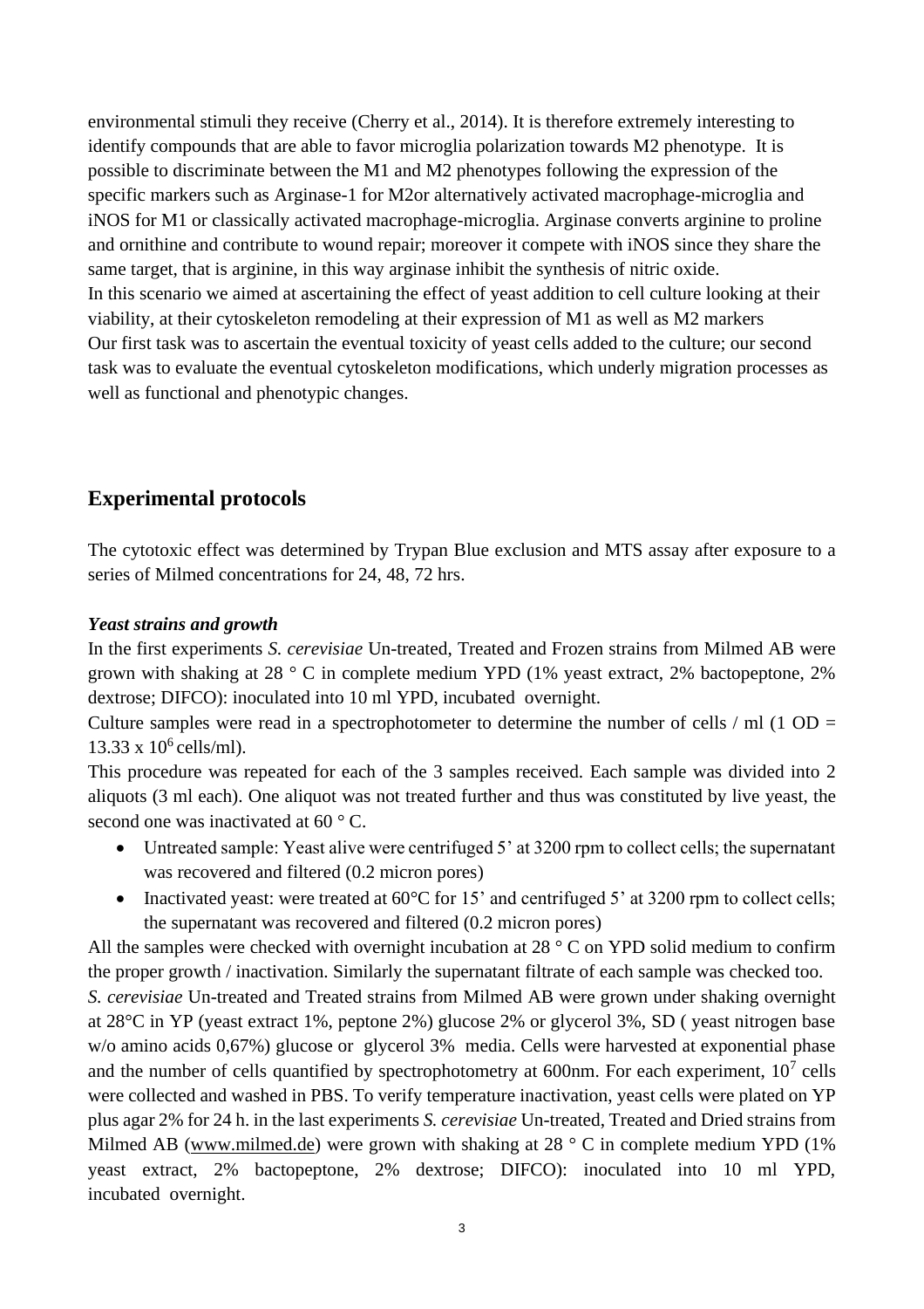environmental stimuli they receive (Cherry et al., 2014). It is therefore extremely interesting to identify compounds that are able to favor microglia polarization towards M2 phenotype. It is possible to discriminate between the M1 and M2 phenotypes following the expression of the specific markers such as Arginase-1 for M2or alternatively activated macrophage-microglia and iNOS for M1 or classically activated macrophage-microglia. Arginase converts arginine to proline and ornithine and contribute to wound repair; moreover it compete with iNOS since they share the same target, that is arginine, in this way arginase inhibit the synthesis of nitric oxide.
In this scenario we aimed at ascertaining the effect of yeast addition to cell culture looking at their viability, at their cytoskeleton remodeling at their expression of M1 as well as M2 markers
Our first task was to ascertain the eventual toxicity of yeast cells added to the culture; our second task was to evaluate the eventual cytoskeleton modifications, which underly migration processes as well as functional and phenotypic changes.

## Experimental protocols

The cytotoxic effect was determined by Trypan Blue exclusion and MTS assay after exposure to a series of Milmed concentrations for 24, 48, 72 hrs.

***Yeast strains and growth***

In the first experiments *S. cerevisiae* Un-treated, Treated and Frozen strains from Milmed AB were grown with shaking at 28 ° C in complete medium YPD (1% yeast extract, 2% bactopeptone, 2% dextrose; DIFCO): inoculated into 10 ml YPD, incubated overnight.
Culture samples were read in a spectrophotometer to determine the number of cells / ml (1 OD = 13.33 x $10^6$ cells/ml).
This procedure was repeated for each of the 3 samples received. Each sample was divided into 2 aliquots (3 ml each). One aliquot was not treated further and thus was constituted by live yeast, the second one was inactivated at 60 ° C.

- Untreated sample: Yeast alive were centrifuged 5' at 3200 rpm to collect cells; the supernatant was recovered and filtered (0.2 micron pores)
- Inactivated yeast: were treated at 60°C for 15' and centrifuged 5' at 3200 rpm to collect cells; the supernatant was recovered and filtered (0.2 micron pores)

All the samples were checked with overnight incubation at 28 ° C on YPD solid medium to confirm the proper growth / inactivation. Similarly the supernatant filtrate of each sample was checked too.
*S. cerevisiae* Un-treated and Treated strains from Milmed AB were grown under shaking overnight at 28°C in YP (yeast extract 1%, peptone 2%) glucose 2% or glycerol 3%, SD ( yeast nitrogen base w/o amino acids 0,67%) glucose or glycerol 3% media. Cells were harvested at exponential phase and the number of cells quantified by spectrophotometry at 600nm. For each experiment, $10^7$ cells were collected and washed in PBS. To verify temperature inactivation, yeast cells were plated on YP plus agar 2% for 24 h. in the last experiments *S. cerevisiae* Un-treated, Treated and Dried strains from Milmed AB (www.milmed.de) were grown with shaking at 28 ° C in complete medium YPD (1% yeast extract, 2% bactopeptone, 2% dextrose; DIFCO): inoculated into 10 ml YPD, incubated overnight.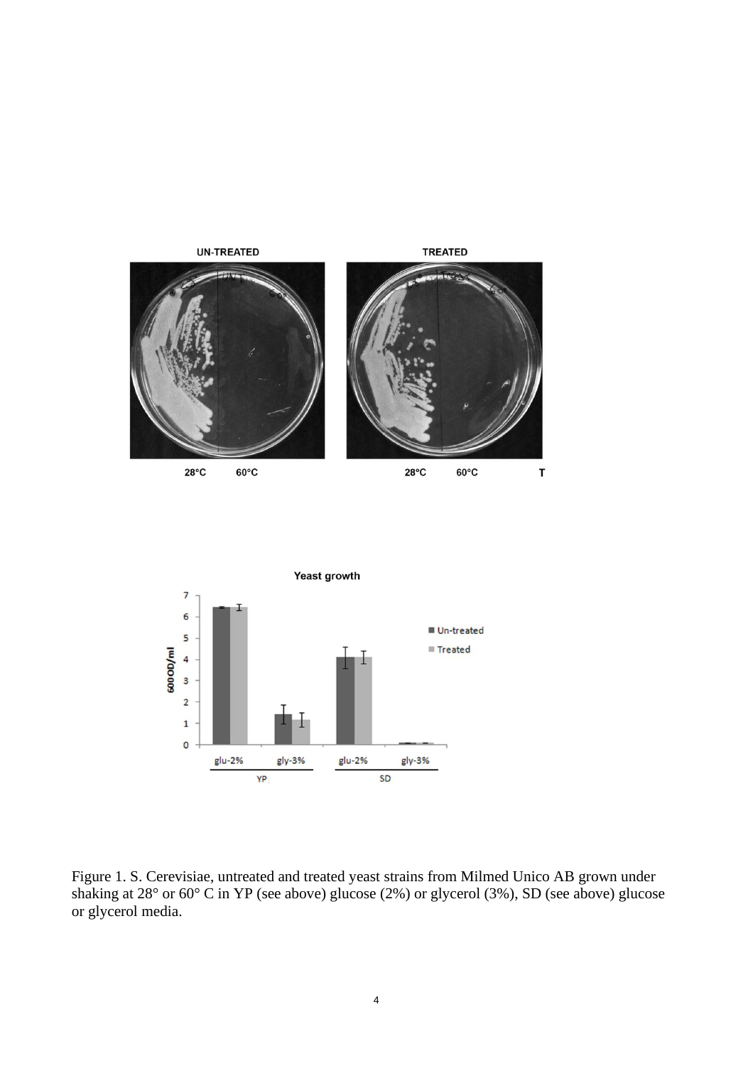Figure 1. S. Cerevisiae, untreated and treated yeast strains from Milmed Unico AB grown under shaking at 28° or 60° C in YP (see above) glucose (2%) or glycerol (3%), SD (see above) glucose or glycerol media.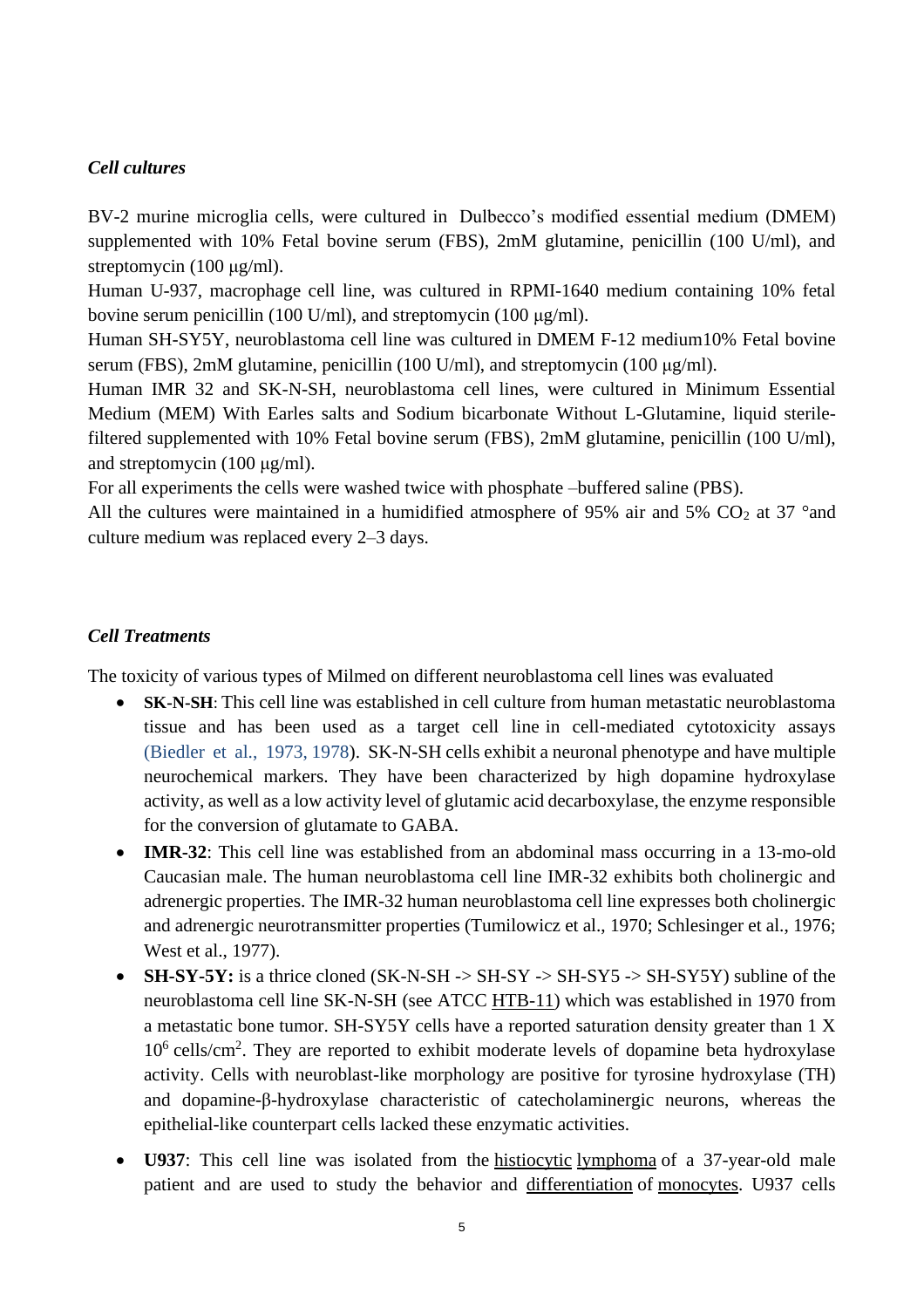### *Cell cultures*

BV-2 murine microglia cells, were cultured in  Dulbecco's modified essential medium (DMEM) supplemented with 10% Fetal bovine serum (FBS), 2mM glutamine, penicillin (100 U/ml), and streptomycin (100 μg/ml).
Human U-937, macrophage cell line, was cultured in RPMI-1640 medium containing 10% fetal bovine serum penicillin (100 U/ml), and streptomycin (100 μg/ml).
Human SH-SY5Y, neuroblastoma cell line was cultured in DMEM F-12 medium10% Fetal bovine serum (FBS), 2mM glutamine, penicillin (100 U/ml), and streptomycin (100 μg/ml).
Human IMR 32 and SK-N-SH, neuroblastoma cell lines, were cultured in Minimum Essential Medium (MEM) With Earles salts and Sodium bicarbonate Without L-Glutamine, liquid sterile-filtered supplemented with 10% Fetal bovine serum (FBS), 2mM glutamine, penicillin (100 U/ml), and streptomycin (100 μg/ml).
For all experiments the cells were washed twice with phosphate –buffered saline (PBS).
All the cultures were maintained in a humidified atmosphere of 95% air and 5% $CO_2$ at 37 °and culture medium was replaced every 2–3 days.

### *Cell Treatments*

The toxicity of various types of Milmed on different neuroblastoma cell lines was evaluated

- **SK-N-SH**: This cell line was established in cell culture from human metastatic neuroblastoma tissue and has been used as a target cell line in cell-mediated cytotoxicity assays (Biedler et al., 1973, 1978). SK-N-SH cells exhibit a neuronal phenotype and have multiple neurochemical markers. They have been characterized by high dopamine hydroxylase activity, as well as a low activity level of glutamic acid decarboxylase, the enzyme responsible for the conversion of glutamate to GABA.
- **IMR-32**: This cell line was established from an abdominal mass occurring in a 13-mo-old Caucasian male. The human neuroblastoma cell line IMR-32 exhibits both cholinergic and adrenergic properties. The IMR-32 human neuroblastoma cell line expresses both cholinergic and adrenergic neurotransmitter properties (Tumilowicz et al., 1970; Schlesinger et al., 1976; West et al., 1977).
- **SH-SY-5Y:** is a thrice cloned (SK-N-SH -> SH-SY -> SH-SY5 -> SH-SY5Y) subline of the neuroblastoma cell line SK-N-SH (see ATCC HTB-11) which was established in 1970 from a metastatic bone tumor. SH-SY5Y cells have a reported saturation density greater than 1 X $10^6$ cells/cm$^2$. They are reported to exhibit moderate levels of dopamine beta hydroxylase activity. Cells with neuroblast-like morphology are positive for tyrosine hydroxylase (TH) and dopamine-β-hydroxylase characteristic of catecholaminergic neurons, whereas the epithelial-like counterpart cells lacked these enzymatic activities.
- **U937**: This cell line was isolated from the histiocytic lymphoma of a 37-year-old male patient and are used to study the behavior and differentiation of monocytes. U937 cells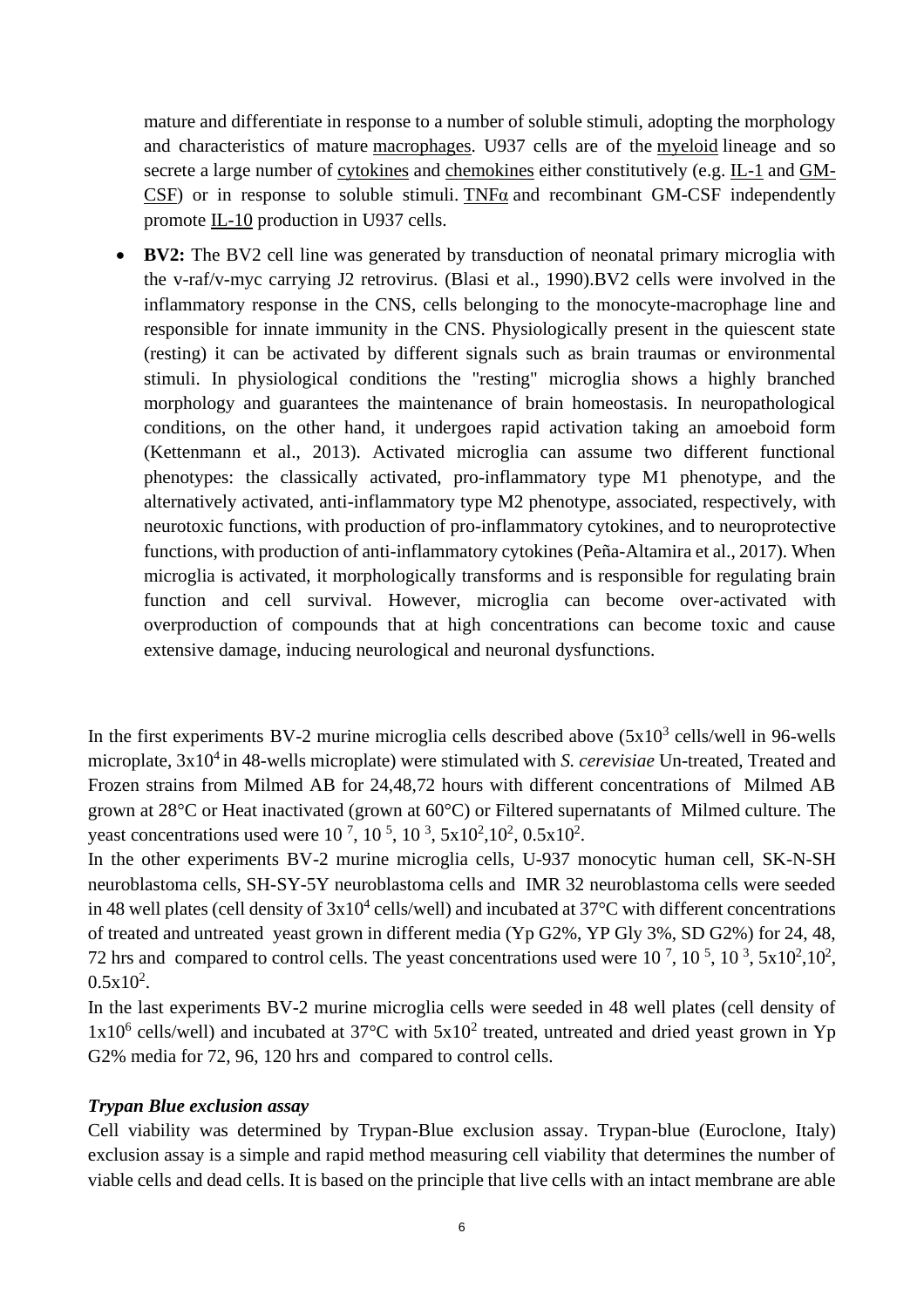mature and differentiate in response to a number of soluble stimuli, adopting the morphology and characteristics of mature macrophages. U937 cells are of the myeloid lineage and so secrete a large number of cytokines and chemokines either constitutively (e.g. IL-1 and GM-CSF) or in response to soluble stimuli. TNFα and recombinant GM-CSF independently promote IL-10 production in U937 cells.

- **BV2:** The BV2 cell line was generated by transduction of neonatal primary microglia with the v-raf/v-myc carrying J2 retrovirus. (Blasi et al., 1990).BV2 cells were involved in the inflammatory response in the CNS, cells belonging to the monocyte-macrophage line and responsible for innate immunity in the CNS. Physiologically present in the quiescent state (resting) it can be activated by different signals such as brain traumas or environmental stimuli. In physiological conditions the "resting" microglia shows a highly branched morphology and guarantees the maintenance of brain homeostasis. In neuropathological conditions, on the other hand, it undergoes rapid activation taking an amoeboid form (Kettenmann et al., 2013). Activated microglia can assume two different functional phenotypes: the classically activated, pro-inflammatory type M1 phenotype, and the alternatively activated, anti-inflammatory type M2 phenotype, associated, respectively, with neurotoxic functions, with production of pro-inflammatory cytokines, and to neuroprotective functions, with production of anti-inflammatory cytokines (Peña-Altamira et al., 2017). When microglia is activated, it morphologically transforms and is responsible for regulating brain function and cell survival. However, microglia can become over-activated with overproduction of compounds that at high concentrations can become toxic and cause extensive damage, inducing neurological and neuronal dysfunctions.

In the first experiments BV-2 murine microglia cells described above ($5x10^3$ cells/well in 96-wells microplate, $3x10^4$ in 48-wells microplate) were stimulated with *S. cerevisiae* Un-treated, Treated and Frozen strains from Milmed AB for 24,48,72 hours with different concentrations of Milmed AB grown at 28°C or Heat inactivated (grown at 60°C) or Filtered supernatants of Milmed culture. The yeast concentrations used were $10^7$, $10^5$, $10^3$, $5x10^2$,$10^2$, $0.5x10^2$.

In the other experiments BV-2 murine microglia cells, U-937 monocytic human cell, SK-N-SH neuroblastoma cells, SH-SY-5Y neuroblastoma cells and IMR 32 neuroblastoma cells were seeded in 48 well plates (cell density of $3x10^4$ cells/well) and incubated at 37°C with different concentrations of treated and untreated yeast grown in different media (Yp G2%, YP Gly 3%, SD G2%) for 24, 48, 72 hrs and compared to control cells. The yeast concentrations used were $10^7$, $10^5$, $10^3$, $5x10^2$,$10^2$, $0.5x10^2$.

In the last experiments BV-2 murine microglia cells were seeded in 48 well plates (cell density of $1x10^6$ cells/well) and incubated at 37°C with $5x10^2$ treated, untreated and dried yeast grown in Yp G2% media for 72, 96, 120 hrs and compared to control cells.

### *Trypan Blue exclusion assay*

Cell viability was determined by Trypan-Blue exclusion assay. Trypan-blue (Euroclone, Italy) exclusion assay is a simple and rapid method measuring cell viability that determines the number of viable cells and dead cells. It is based on the principle that live cells with an intact membrane are able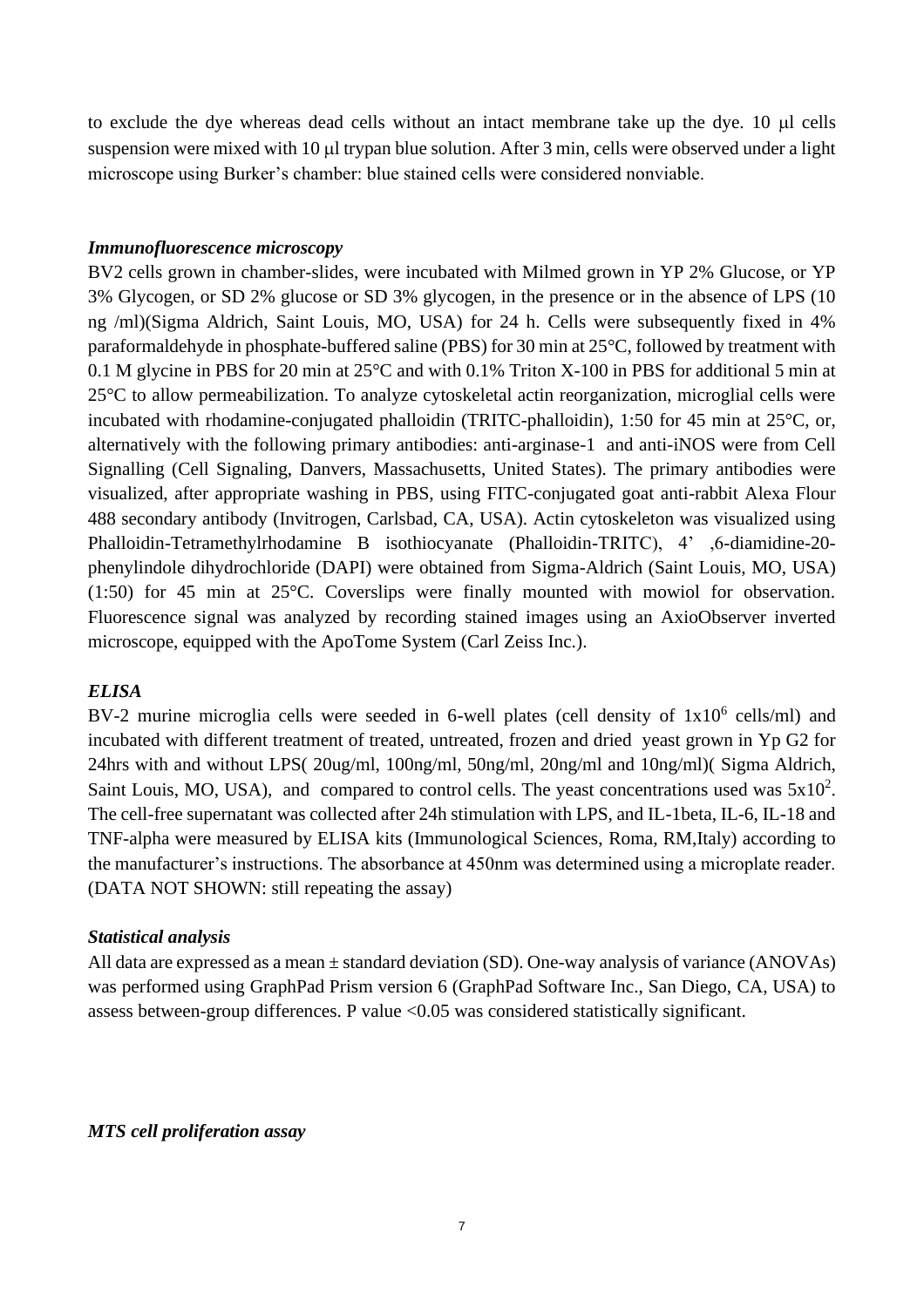to exclude the dye whereas dead cells without an intact membrane take up the dye. 10 μl cells suspension were mixed with 10 μl trypan blue solution. After 3 min, cells were observed under a light microscope using Burker's chamber: blue stained cells were considered nonviable.

### *Immunofluorescence microscopy*

BV2 cells grown in chamber-slides, were incubated with Milmed grown in YP 2% Glucose, or YP 3% Glycogen, or SD 2% glucose or SD 3% glycogen, in the presence or in the absence of LPS (10 ng /ml)(Sigma Aldrich, Saint Louis, MO, USA) for 24 h. Cells were subsequently fixed in 4% paraformaldehyde in phosphate-buffered saline (PBS) for 30 min at 25°C, followed by treatment with 0.1 M glycine in PBS for 20 min at 25°C and with 0.1% Triton X-100 in PBS for additional 5 min at 25°C to allow permeabilization. To analyze cytoskeletal actin reorganization, microglial cells were incubated with rhodamine-conjugated phalloidin (TRITC-phalloidin), 1:50 for 45 min at 25°C, or, alternatively with the following primary antibodies: anti-arginase-1 and anti-iNOS were from Cell Signalling (Cell Signaling, Danvers, Massachusetts, United States). The primary antibodies were visualized, after appropriate washing in PBS, using FITC-conjugated goat anti-rabbit Alexa Flour 488 secondary antibody (Invitrogen, Carlsbad, CA, USA). Actin cytoskeleton was visualized using Phalloidin-Tetramethylrhodamine B isothiocyanate (Phalloidin-TRITC), 4' ,6-diamidine-20-phenylindole dihydrochloride (DAPI) were obtained from Sigma-Aldrich (Saint Louis, MO, USA) (1:50) for 45 min at 25°C. Coverslips were finally mounted with mowiol for observation. Fluorescence signal was analyzed by recording stained images using an AxioObserver inverted microscope, equipped with the ApoTome System (Carl Zeiss Inc.).

### *ELISA*

BV-2 murine microglia cells were seeded in 6-well plates (cell density of $1x10^6$ cells/ml) and incubated with different treatment of treated, untreated, frozen and dried yeast grown in Yp G2 for 24hrs with and without LPS( 20ug/ml, 100ng/ml, 50ng/ml, 20ng/ml and 10ng/ml)( Sigma Aldrich, Saint Louis, MO, USA), and compared to control cells. The yeast concentrations used was $5x10^2$. The cell-free supernatant was collected after 24h stimulation with LPS, and IL-1beta, IL-6, IL-18 and TNF-alpha were measured by ELISA kits (Immunological Sciences, Roma, RM,Italy) according to the manufacturer's instructions. The absorbance at 450nm was determined using a microplate reader. (DATA NOT SHOWN: still repeating the assay)

### *Statistical analysis*

All data are expressed as a mean ± standard deviation (SD). One-way analysis of variance (ANOVAs) was performed using GraphPad Prism version 6 (GraphPad Software Inc., San Diego, CA, USA) to assess between-group differences. P value <0.05 was considered statistically significant.

### *MTS cell proliferation assay*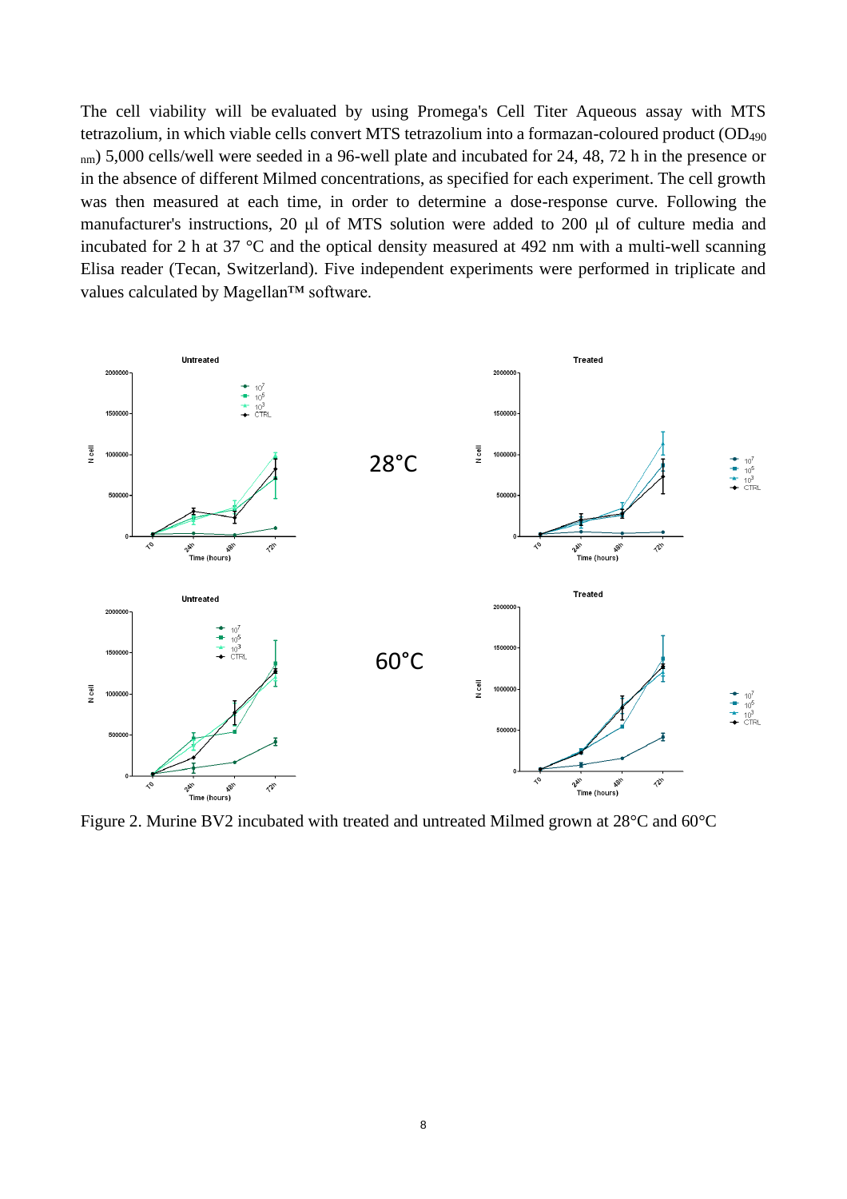The cell viability will be evaluated by using Promega's Cell Titer Aqueous assay with MTS tetrazolium, in which viable cells convert MTS tetrazolium into a formazan-coloured product ($OD_{490\ nm}$) 5,000 cells/well were seeded in a 96-well plate and incubated for 24, 48, 72 h in the presence or in the absence of different Milmed concentrations, as specified for each experiment. The cell growth was then measured at each time, in order to determine a dose-response curve. Following the manufacturer's instructions, 20 µl of MTS solution were added to 200 µl of culture media and incubated for 2 h at 37 °C and the optical density measured at 492 nm with a multi-well scanning Elisa reader (Tecan, Switzerland). Five independent experiments were performed in triplicate and values calculated by Magellan™ software.

Figure 2. Murine BV2 incubated with treated and untreated Milmed grown at 28°C and 60°C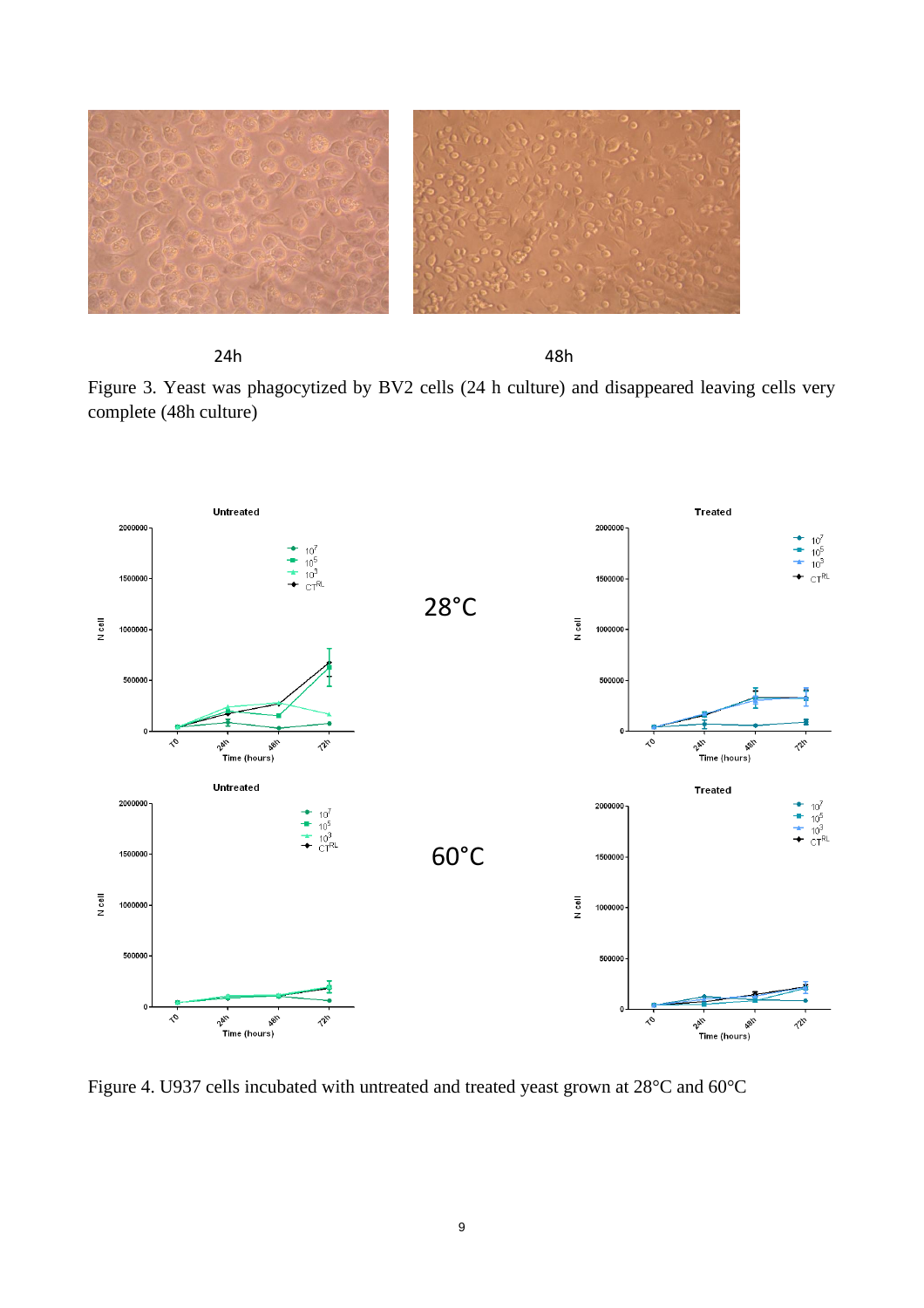24h 48h

Figure 3. Yeast was phagocytized by BV2 cells (24 h culture) and disappeared leaving cells very complete (48h culture)

Figure 4. U937 cells incubated with untreated and treated yeast grown at 28°C and 60°C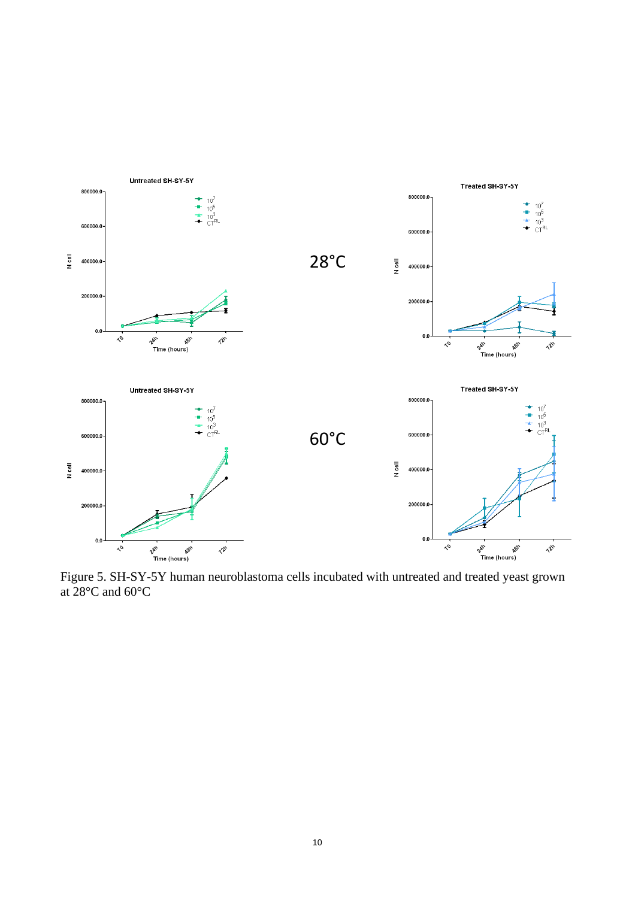Figure 5. SH-SY-5Y human neuroblastoma cells incubated with untreated and treated yeast grown at 28°C and 60°C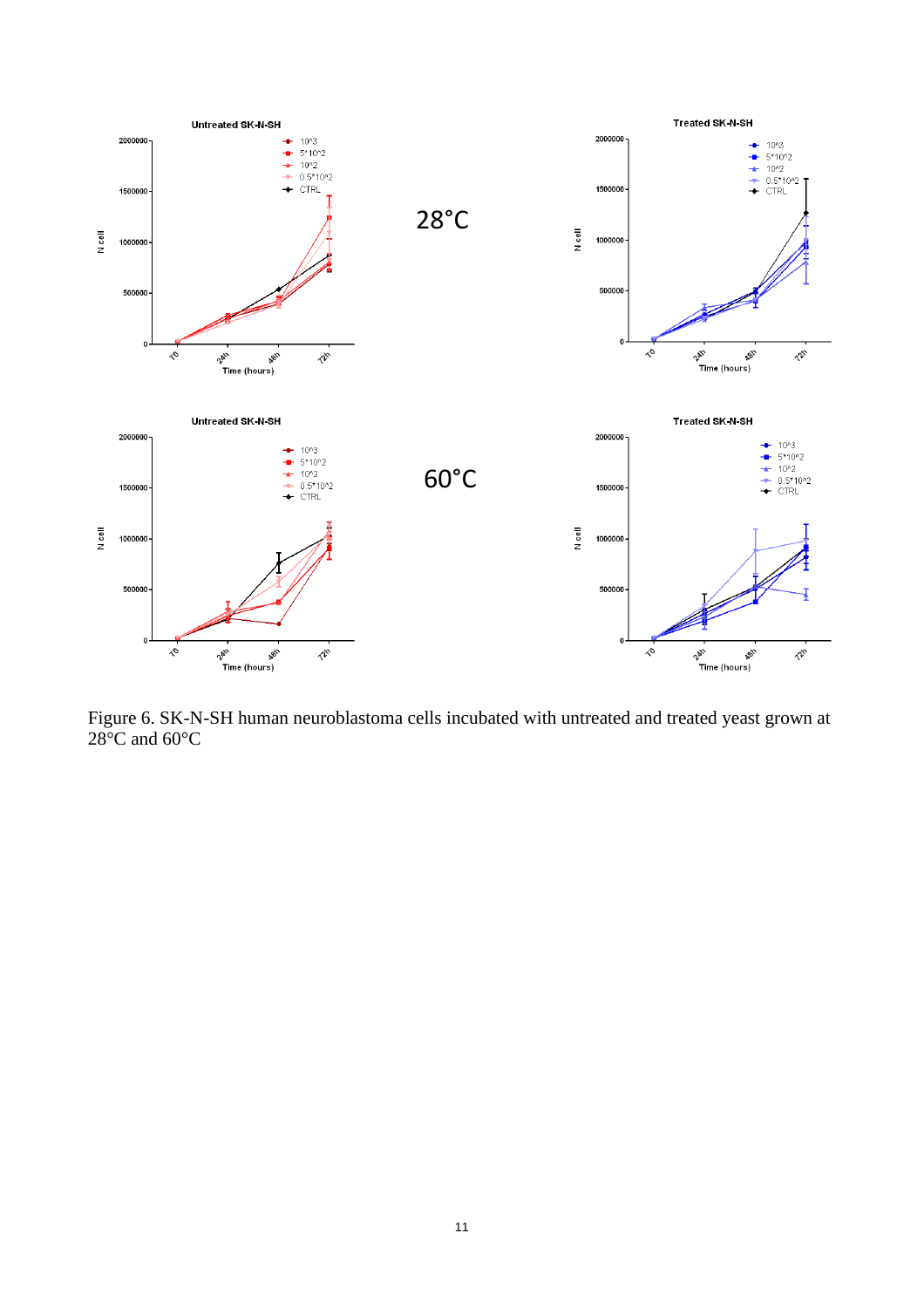Figure 6. SK-N-SH human neuroblastoma cells incubated with untreated and treated yeast grown at 28°C and 60°C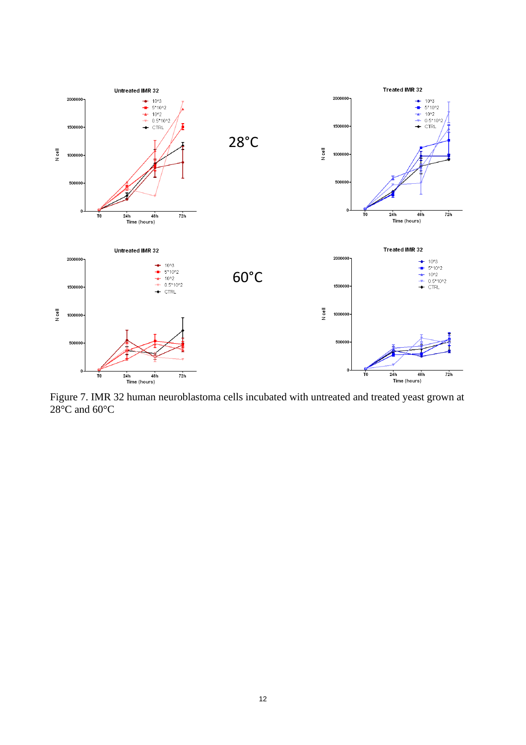Figure 7. IMR 32 human neuroblastoma cells incubated with untreated and treated yeast grown at 28°C and 60°C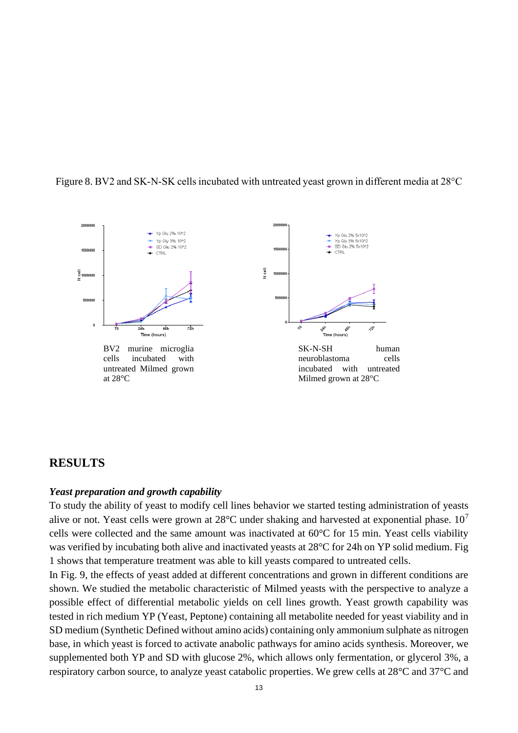Figure 8. BV2 and SK-N-SK cells incubated with untreated yeast grown in different media at 28°C

BV2 murine microglia cells incubated with untreated Milmed grown at 28°C

SK-N-SH human neuroblastoma cells incubated with untreated Milmed grown at 28°C

## RESULTS

### *Yeast preparation and growth capability*

To study the ability of yeast to modify cell lines behavior we started testing administration of yeasts alive or not. Yeast cells were grown at 28°C under shaking and harvested at exponential phase. $10^7$ cells were collected and the same amount was inactivated at 60°C for 15 min. Yeast cells viability was verified by incubating both alive and inactivated yeasts at 28°C for 24h on YP solid medium. Fig 1 shows that temperature treatment was able to kill yeasts compared to untreated cells.

In Fig. 9, the effects of yeast added at different concentrations and grown in different conditions are shown. We studied the metabolic characteristic of Milmed yeasts with the perspective to analyze a possible effect of differential metabolic yields on cell lines growth. Yeast growth capability was tested in rich medium YP (Yeast, Peptone) containing all metabolite needed for yeast viability and in SD medium (Synthetic Defined without amino acids) containing only ammonium sulphate as nitrogen base, in which yeast is forced to activate anabolic pathways for amino acids synthesis. Moreover, we supplemented both YP and SD with glucose 2%, which allows only fermentation, or glycerol 3%, a respiratory carbon source, to analyze yeast catabolic properties. We grew cells at 28°C and 37°C and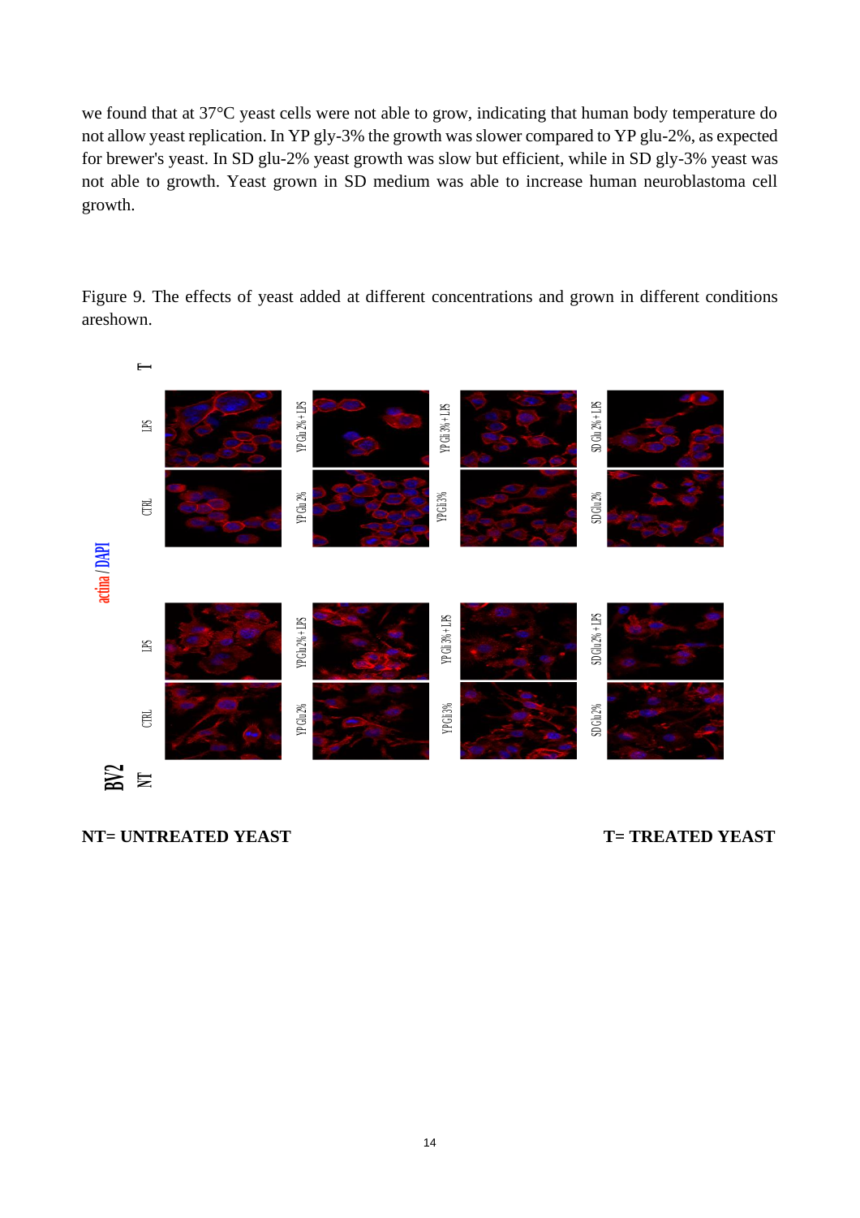we found that at 37°C yeast cells were not able to grow, indicating that human body temperature do not allow yeast replication. In YP gly-3% the growth was slower compared to YP glu-2%, as expected for brewer's yeast. In SD glu-2% yeast growth was slow but efficient, while in SD gly-3% yeast was not able to growth. Yeast grown in SD medium was able to increase human neuroblastoma cell growth.

Figure 9. The effects of yeast added at different concentrations and grown in different conditions areshown.

**NT= UNTREATED YEAST** **T= TREATED YEAST**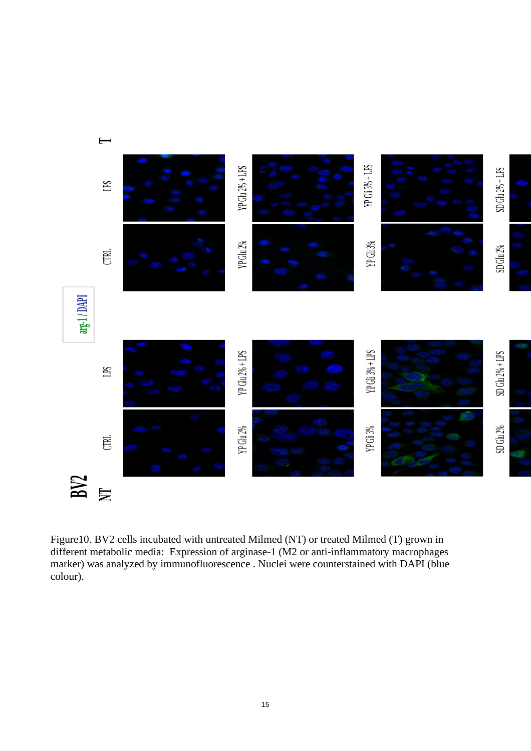Figure10. BV2 cells incubated with untreated Milmed (NT) or treated Milmed (T) grown in different metabolic media: Expression of arginase-1 (M2 or anti-inflammatory macrophages marker) was analyzed by immunofluorescence . Nuclei were counterstained with DAPI (blue colour).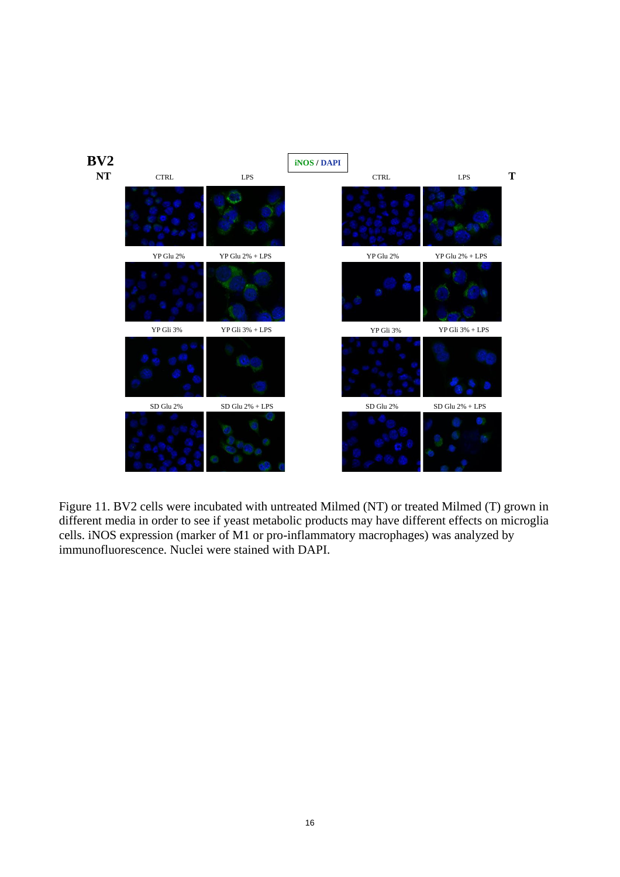Figure 11. BV2 cells were incubated with untreated Milmed (NT) or treated Milmed (T) grown in different media in order to see if yeast metabolic products may have different effects on microglia cells. iNOS expression (marker of M1 or pro-inflammatory macrophages) was analyzed by immunofluorescence. Nuclei were stained with DAPI.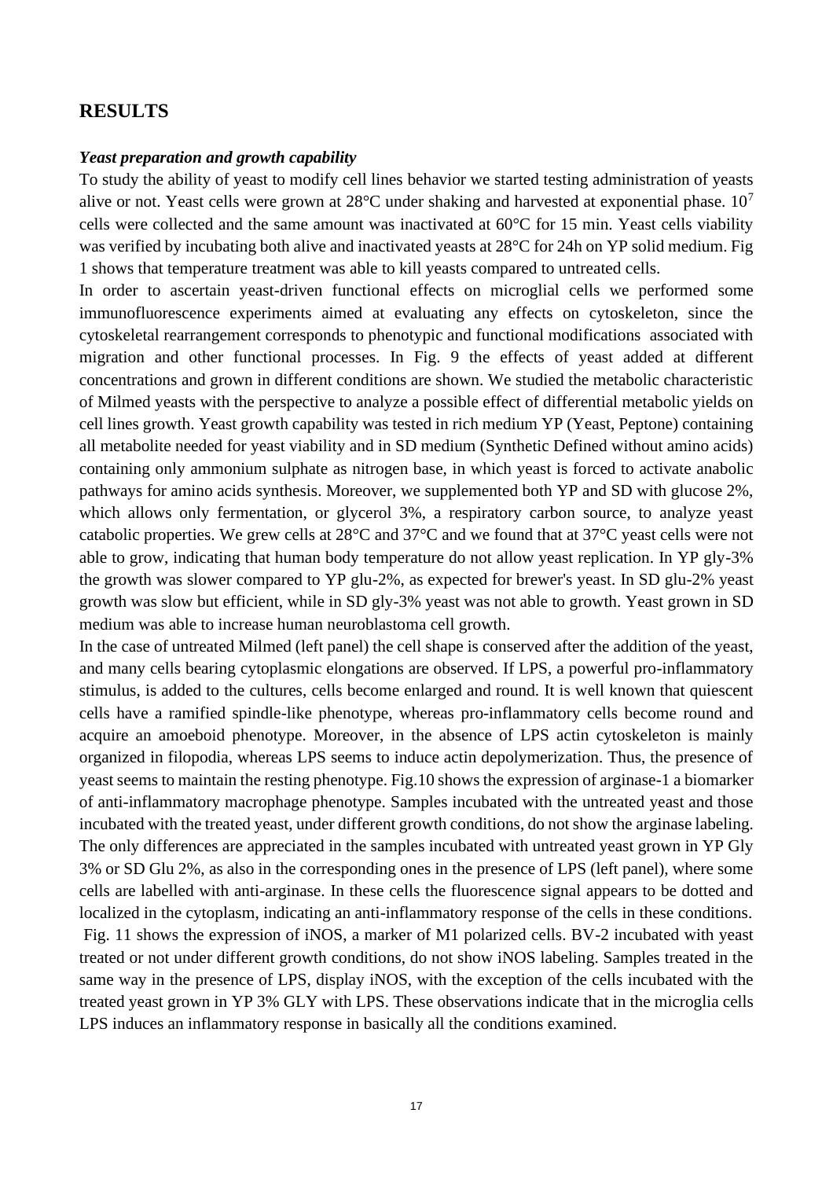# RESULTS

***Yeast preparation and growth capability***

To study the ability of yeast to modify cell lines behavior we started testing administration of yeasts alive or not. Yeast cells were grown at 28°C under shaking and harvested at exponential phase. $10^7$ cells were collected and the same amount was inactivated at 60°C for 15 min. Yeast cells viability was verified by incubating both alive and inactivated yeasts at 28°C for 24h on YP solid medium. Fig 1 shows that temperature treatment was able to kill yeasts compared to untreated cells.

In order to ascertain yeast-driven functional effects on microglial cells we performed some immunofluorescence experiments aimed at evaluating any effects on cytoskeleton, since the cytoskeletal rearrangement corresponds to phenotypic and functional modifications associated with migration and other functional processes. In Fig. 9 the effects of yeast added at different concentrations and grown in different conditions are shown. We studied the metabolic characteristic of Milmed yeasts with the perspective to analyze a possible effect of differential metabolic yields on cell lines growth. Yeast growth capability was tested in rich medium YP (Yeast, Peptone) containing all metabolite needed for yeast viability and in SD medium (Synthetic Defined without amino acids) containing only ammonium sulphate as nitrogen base, in which yeast is forced to activate anabolic pathways for amino acids synthesis. Moreover, we supplemented both YP and SD with glucose 2%, which allows only fermentation, or glycerol 3%, a respiratory carbon source, to analyze yeast catabolic properties. We grew cells at 28°C and 37°C and we found that at 37°C yeast cells were not able to grow, indicating that human body temperature do not allow yeast replication. In YP gly-3% the growth was slower compared to YP glu-2%, as expected for brewer's yeast. In SD glu-2% yeast growth was slow but efficient, while in SD gly-3% yeast was not able to growth. Yeast grown in SD medium was able to increase human neuroblastoma cell growth.

In the case of untreated Milmed (left panel) the cell shape is conserved after the addition of the yeast, and many cells bearing cytoplasmic elongations are observed. If LPS, a powerful pro-inflammatory stimulus, is added to the cultures, cells become enlarged and round. It is well known that quiescent cells have a ramified spindle-like phenotype, whereas pro-inflammatory cells become round and acquire an amoeboid phenotype. Moreover, in the absence of LPS actin cytoskeleton is mainly organized in filopodia, whereas LPS seems to induce actin depolymerization. Thus, the presence of yeast seems to maintain the resting phenotype. Fig.10 shows the expression of arginase-1 a biomarker of anti-inflammatory macrophage phenotype. Samples incubated with the untreated yeast and those incubated with the treated yeast, under different growth conditions, do not show the arginase labeling. The only differences are appreciated in the samples incubated with untreated yeast grown in YP Gly 3% or SD Glu 2%, as also in the corresponding ones in the presence of LPS (left panel), where some cells are labelled with anti-arginase. In these cells the fluorescence signal appears to be dotted and localized in the cytoplasm, indicating an anti-inflammatory response of the cells in these conditions.

Fig. 11 shows the expression of iNOS, a marker of M1 polarized cells. BV-2 incubated with yeast treated or not under different growth conditions, do not show iNOS labeling. Samples treated in the same way in the presence of LPS, display iNOS, with the exception of the cells incubated with the treated yeast grown in YP 3% GLY with LPS. These observations indicate that in the microglia cells LPS induces an inflammatory response in basically all the conditions examined.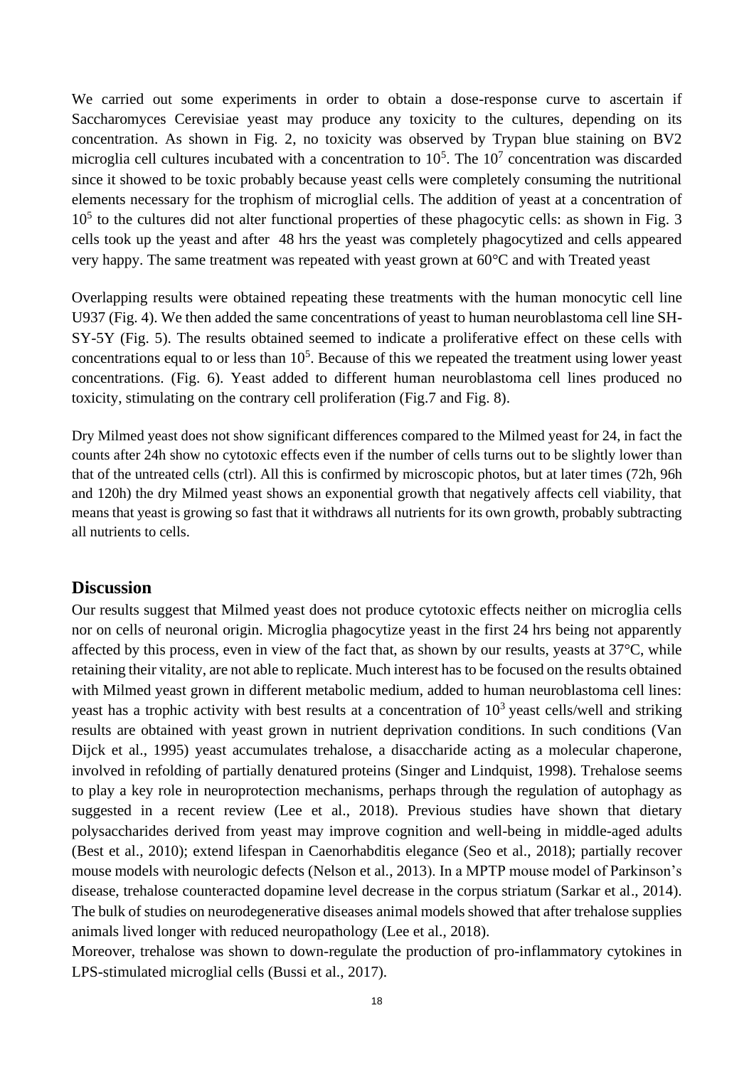We carried out some experiments in order to obtain a dose-response curve to ascertain if Saccharomyces Cerevisiae yeast may produce any toxicity to the cultures, depending on its concentration. As shown in Fig. 2, no toxicity was observed by Trypan blue staining on BV2 microglia cell cultures incubated with a concentration to $10^5$. The $10^7$ concentration was discarded since it showed to be toxic probably because yeast cells were completely consuming the nutritional elements necessary for the trophism of microglial cells. The addition of yeast at a concentration of $10^5$ to the cultures did not alter functional properties of these phagocytic cells: as shown in Fig. 3 cells took up the yeast and after 48 hrs the yeast was completely phagocytized and cells appeared very happy. The same treatment was repeated with yeast grown at 60°C and with Treated yeast

Overlapping results were obtained repeating these treatments with the human monocytic cell line U937 (Fig. 4). We then added the same concentrations of yeast to human neuroblastoma cell line SH-SY-5Y (Fig. 5). The results obtained seemed to indicate a proliferative effect on these cells with concentrations equal to or less than $10^5$. Because of this we repeated the treatment using lower yeast concentrations. (Fig. 6). Yeast added to different human neuroblastoma cell lines produced no toxicity, stimulating on the contrary cell proliferation (Fig.7 and Fig. 8).

Dry Milmed yeast does not show significant differences compared to the Milmed yeast for 24, in fact the counts after 24h show no cytotoxic effects even if the number of cells turns out to be slightly lower than that of the untreated cells (ctrl). All this is confirmed by microscopic photos, but at later times (72h, 96h and 120h) the dry Milmed yeast shows an exponential growth that negatively affects cell viability, that means that yeast is growing so fast that it withdraws all nutrients for its own growth, probably subtracting all nutrients to cells.

## Discussion

Our results suggest that Milmed yeast does not produce cytotoxic effects neither on microglia cells nor on cells of neuronal origin. Microglia phagocytize yeast in the first 24 hrs being not apparently affected by this process, even in view of the fact that, as shown by our results, yeasts at 37°C, while retaining their vitality, are not able to replicate. Much interest has to be focused on the results obtained with Milmed yeast grown in different metabolic medium, added to human neuroblastoma cell lines: yeast has a trophic activity with best results at a concentration of $10^3$ yeast cells/well and striking results are obtained with yeast grown in nutrient deprivation conditions. In such conditions (Van Dijck et al., 1995) yeast accumulates trehalose, a disaccharide acting as a molecular chaperone, involved in refolding of partially denatured proteins (Singer and Lindquist, 1998). Trehalose seems to play a key role in neuroprotection mechanisms, perhaps through the regulation of autophagy as suggested in a recent review (Lee et al., 2018). Previous studies have shown that dietary polysaccharides derived from yeast may improve cognition and well-being in middle-aged adults (Best et al., 2010); extend lifespan in Caenorhabditis elegance (Seo et al., 2018); partially recover mouse models with neurologic defects (Nelson et al., 2013). In a MPTP mouse model of Parkinson's disease, trehalose counteracted dopamine level decrease in the corpus striatum (Sarkar et al., 2014). The bulk of studies on neurodegenerative diseases animal models showed that after trehalose supplies animals lived longer with reduced neuropathology (Lee et al., 2018).

Moreover, trehalose was shown to down-regulate the production of pro-inflammatory cytokines in LPS-stimulated microglial cells (Bussi et al., 2017).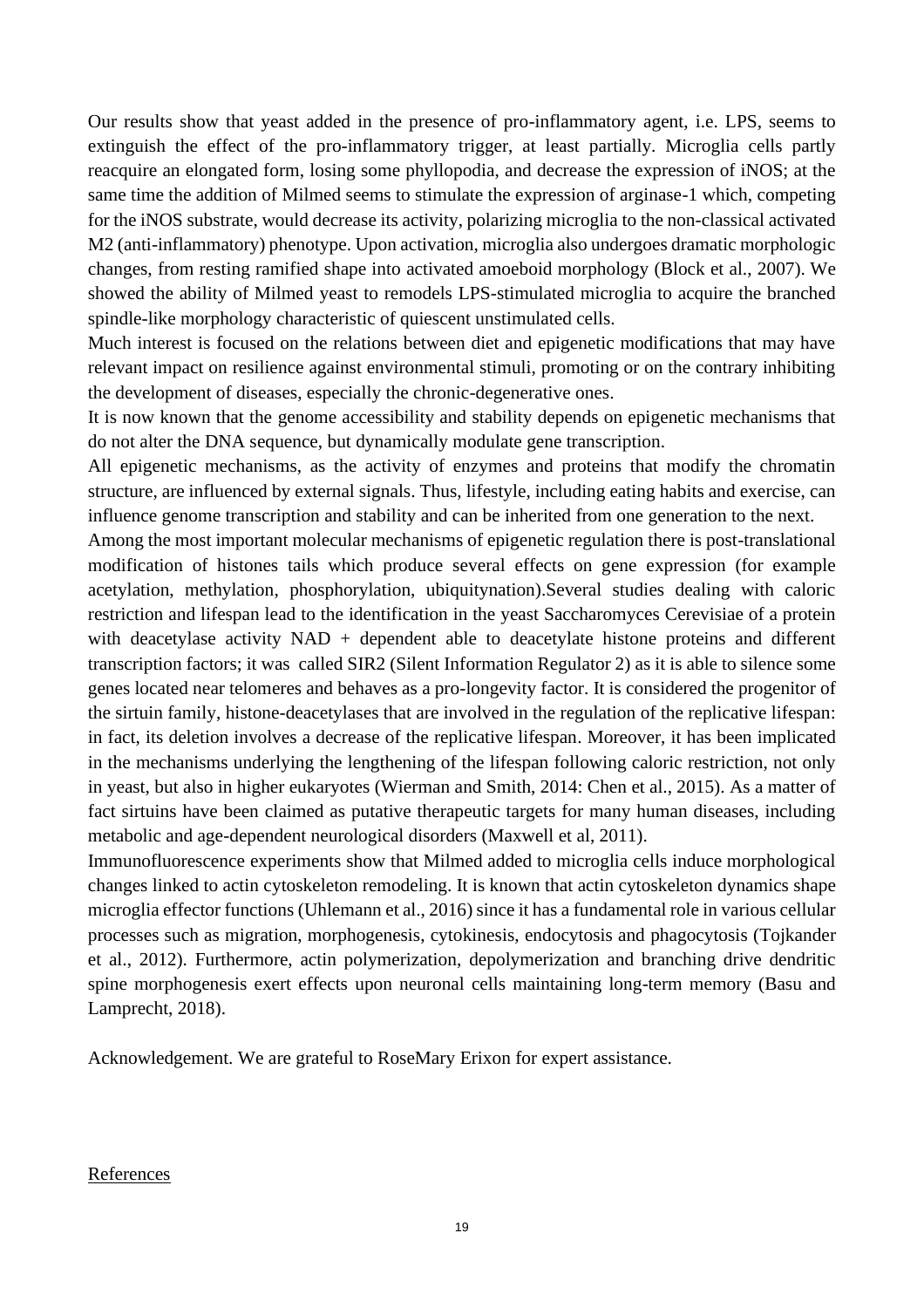Our results show that yeast added in the presence of pro-inflammatory agent, i.e. LPS, seems to extinguish the effect of the pro-inflammatory trigger, at least partially. Microglia cells partly reacquire an elongated form, losing some phyllopodia, and decrease the expression of iNOS; at the same time the addition of Milmed seems to stimulate the expression of arginase-1 which, competing for the iNOS substrate, would decrease its activity, polarizing microglia to the non-classical activated M2 (anti-inflammatory) phenotype. Upon activation, microglia also undergoes dramatic morphologic changes, from resting ramified shape into activated amoeboid morphology (Block et al., 2007). We showed the ability of Milmed yeast to remodels LPS-stimulated microglia to acquire the branched spindle-like morphology characteristic of quiescent unstimulated cells.

Much interest is focused on the relations between diet and epigenetic modifications that may have relevant impact on resilience against environmental stimuli, promoting or on the contrary inhibiting the development of diseases, especially the chronic-degenerative ones.

It is now known that the genome accessibility and stability depends on epigenetic mechanisms that do not alter the DNA sequence, but dynamically modulate gene transcription.

All epigenetic mechanisms, as the activity of enzymes and proteins that modify the chromatin structure, are influenced by external signals. Thus, lifestyle, including eating habits and exercise, can influence genome transcription and stability and can be inherited from one generation to the next.

Among the most important molecular mechanisms of epigenetic regulation there is post-translational modification of histones tails which produce several effects on gene expression (for example acetylation, methylation, phosphorylation, ubiquitynation).Several studies dealing with caloric restriction and lifespan lead to the identification in the yeast Saccharomyces Cerevisiae of a protein with deacetylase activity NAD + dependent able to deacetylate histone proteins and different transcription factors; it was called SIR2 (Silent Information Regulator 2) as it is able to silence some genes located near telomeres and behaves as a pro-longevity factor. It is considered the progenitor of the sirtuin family, histone-deacetylases that are involved in the regulation of the replicative lifespan: in fact, its deletion involves a decrease of the replicative lifespan. Moreover, it has been implicated in the mechanisms underlying the lengthening of the lifespan following caloric restriction, not only in yeast, but also in higher eukaryotes (Wierman and Smith, 2014: Chen et al., 2015). As a matter of fact sirtuins have been claimed as putative therapeutic targets for many human diseases, including metabolic and age-dependent neurological disorders (Maxwell et al, 2011).

Immunofluorescence experiments show that Milmed added to microglia cells induce morphological changes linked to actin cytoskeleton remodeling. It is known that actin cytoskeleton dynamics shape microglia effector functions (Uhlemann et al., 2016) since it has a fundamental role in various cellular processes such as migration, morphogenesis, cytokinesis, endocytosis and phagocytosis (Tojkander et al., 2012). Furthermore, actin polymerization, depolymerization and branching drive dendritic spine morphogenesis exert effects upon neuronal cells maintaining long-term memory (Basu and Lamprecht, 2018).

Acknowledgement. We are grateful to RoseMary Erixon for expert assistance.

References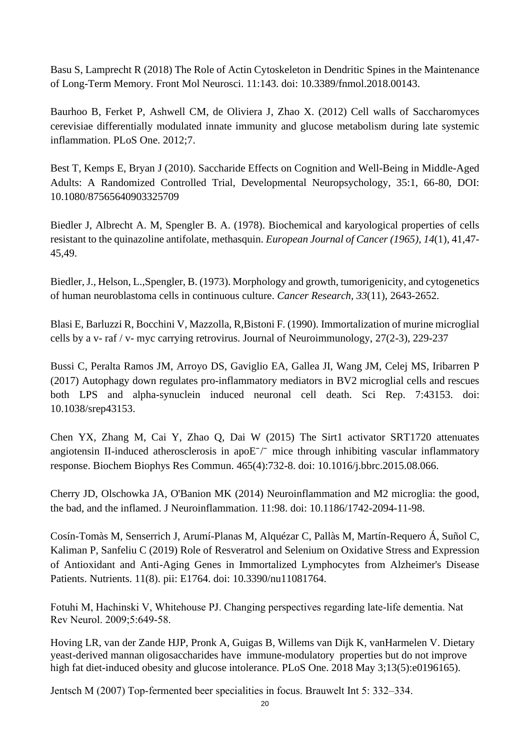Basu S, Lamprecht R (2018) The Role of Actin Cytoskeleton in Dendritic Spines in the Maintenance of Long-Term Memory. Front Mol Neurosci. 11:143. doi: 10.3389/fnmol.2018.00143.

Baurhoo B, Ferket P, Ashwell CM, de Oliviera J, Zhao X. (2012) Cell walls of Saccharomyces cerevisiae differentially modulated innate immunity and glucose metabolism during late systemic inflammation. PLoS One. 2012;7.

Best T, Kemps E, Bryan J (2010). Saccharide Effects on Cognition and Well-Being in Middle-Aged Adults: A Randomized Controlled Trial, Developmental Neuropsychology, 35:1, 66-80, DOI: 10.1080/87565640903325709

Biedler J, Albrecht A. M, Spengler B. A. (1978). Biochemical and karyological properties of cells resistant to the quinazoline antifolate, methasquin. *European Journal of Cancer (1965)*, *14*(1), 41,47-45,49.

Biedler, J., Helson, L.,Spengler, B. (1973). Morphology and growth, tumorigenicity, and cytogenetics of human neuroblastoma cells in continuous culture. *Cancer Research, 33*(11), 2643-2652.

Blasi E, Barluzzi R, Bocchini V, Mazzolla, R,Bistoni F. (1990). Immortalization of murine microglial cells by a v- raf / v- myc carrying retrovirus. Journal of Neuroimmunology, 27(2-3), 229-237

Bussi C, Peralta Ramos JM, Arroyo DS, Gaviglio EA, Gallea JI, Wang JM, Celej MS, Iribarren P (2017) Autophagy down regulates pro-inflammatory mediators in BV2 microglial cells and rescues both LPS and alpha-synuclein induced neuronal cell death. Sci Rep. 7:43153. doi: 10.1038/srep43153.

Chen YX, Zhang M, Cai Y, Zhao Q, Dai W (2015) The Sirt1 activator SRT1720 attenuates angiotensin II-induced atherosclerosis in apoE⁻/⁻ mice through inhibiting vascular inflammatory response. Biochem Biophys Res Commun. 465(4):732-8. doi: 10.1016/j.bbrc.2015.08.066.

Cherry JD, Olschowka JA, O'Banion MK (2014) Neuroinflammation and M2 microglia: the good, the bad, and the inflamed. J Neuroinflammation. 11:98. doi: 10.1186/1742-2094-11-98.

Cosín-Tomàs M, Senserrich J, Arumí-Planas M, Alquézar C, Pallàs M, Martín-Requero Á, Suñol C, Kaliman P, Sanfeliu C (2019) Role of Resveratrol and Selenium on Oxidative Stress and Expression of Antioxidant and Anti-Aging Genes in Immortalized Lymphocytes from Alzheimer's Disease Patients. Nutrients. 11(8). pii: E1764. doi: 10.3390/nu11081764.

Fotuhi M, Hachinski V, Whitehouse PJ. Changing perspectives regarding late-life dementia. Nat Rev Neurol. 2009;5:649-58.

Hoving LR, van der Zande HJP, Pronk A, Guigas B, Willems van Dijk K, vanHarmelen V. Dietary yeast-derived mannan oligosaccharides have immune-modulatory properties but do not improve high fat diet-induced obesity and glucose intolerance. PLoS One. 2018 May 3;13(5):e0196165).

Jentsch M (2007) Top-fermented beer specialities in focus. Brauwelt Int 5: 332–334.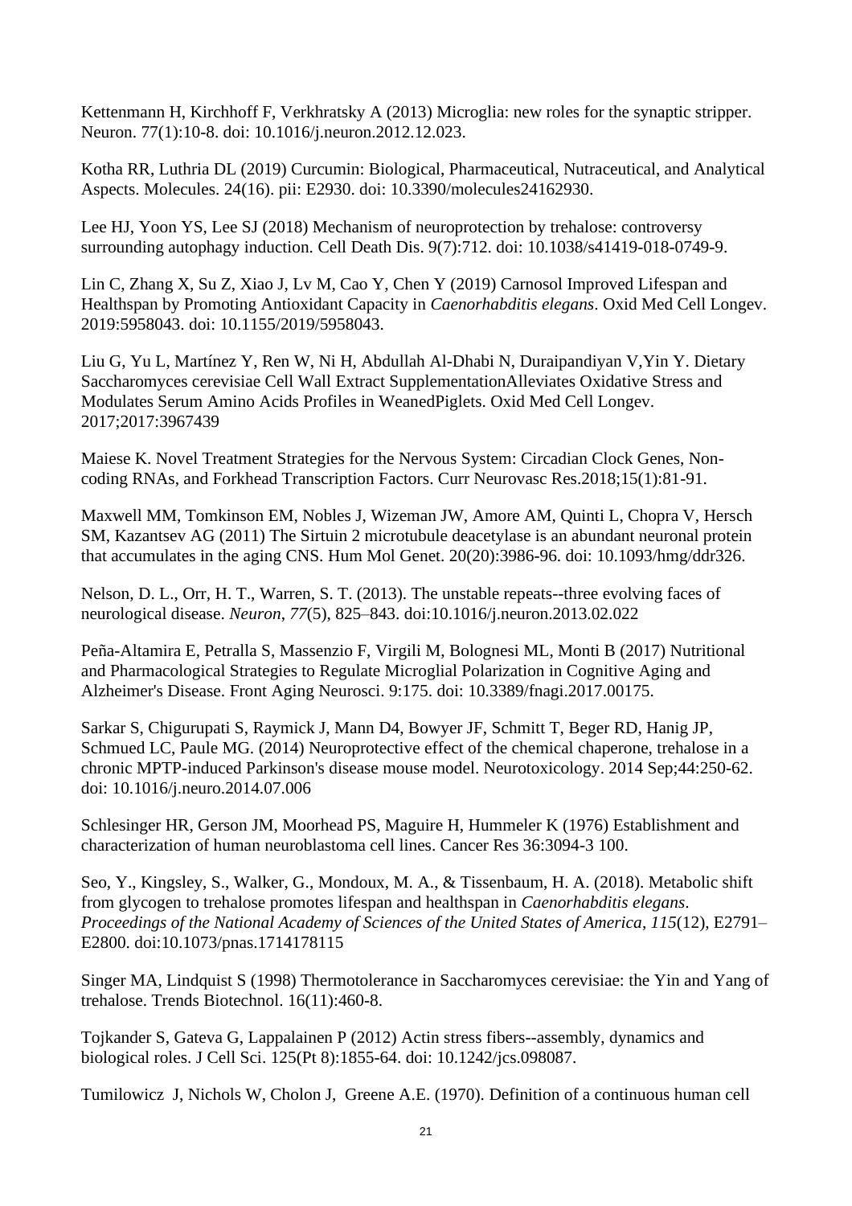Kettenmann H, Kirchhoff F, Verkhratsky A (2013) Microglia: new roles for the synaptic stripper. Neuron. 77(1):10-8. doi: 10.1016/j.neuron.2012.12.023.

Kotha RR, Luthria DL (2019) Curcumin: Biological, Pharmaceutical, Nutraceutical, and Analytical Aspects. Molecules. 24(16). pii: E2930. doi: 10.3390/molecules24162930.

Lee HJ, Yoon YS, Lee SJ (2018) Mechanism of neuroprotection by trehalose: controversy surrounding autophagy induction. Cell Death Dis. 9(7):712. doi: 10.1038/s41419-018-0749-9.

Lin C, Zhang X, Su Z, Xiao J, Lv M, Cao Y, Chen Y (2019) Carnosol Improved Lifespan and Healthspan by Promoting Antioxidant Capacity in *Caenorhabditis elegans*. Oxid Med Cell Longev. 2019:5958043. doi: 10.1155/2019/5958043.

Liu G, Yu L, Martínez Y, Ren W, Ni H, Abdullah Al-Dhabi N, Duraipandiyan V,Yin Y. Dietary Saccharomyces cerevisiae Cell Wall Extract SupplementationAlleviates Oxidative Stress and Modulates Serum Amino Acids Profiles in WeanedPiglets. Oxid Med Cell Longev. 2017;2017:3967439

Maiese K. Novel Treatment Strategies for the Nervous System: Circadian Clock Genes, Non-coding RNAs, and Forkhead Transcription Factors. Curr Neurovasc Res.2018;15(1):81-91.

Maxwell MM, Tomkinson EM, Nobles J, Wizeman JW, Amore AM, Quinti L, Chopra V, Hersch SM, Kazantsev AG (2011) The Sirtuin 2 microtubule deacetylase is an abundant neuronal protein that accumulates in the aging CNS. Hum Mol Genet. 20(20):3986-96. doi: 10.1093/hmg/ddr326.

Nelson, D. L., Orr, H. T., Warren, S. T. (2013). The unstable repeats--three evolving faces of neurological disease. *Neuron*, *77*(5), 825–843. doi:10.1016/j.neuron.2013.02.022

Peña-Altamira E, Petralla S, Massenzio F, Virgili M, Bolognesi ML, Monti B (2017) Nutritional and Pharmacological Strategies to Regulate Microglial Polarization in Cognitive Aging and Alzheimer's Disease. Front Aging Neurosci. 9:175. doi: 10.3389/fnagi.2017.00175.

Sarkar S, Chigurupati S, Raymick J, Mann D4, Bowyer JF, Schmitt T, Beger RD, Hanig JP, Schmued LC, Paule MG. (2014) Neuroprotective effect of the chemical chaperone, trehalose in a chronic MPTP-induced Parkinson's disease mouse model. Neurotoxicology. 2014 Sep;44:250-62. doi: 10.1016/j.neuro.2014.07.006

Schlesinger HR, Gerson JM, Moorhead PS, Maguire H, Hummeler K (1976) Establishment and characterization of human neuroblastoma cell lines. Cancer Res 36:3094-3 100.

Seo, Y., Kingsley, S., Walker, G., Mondoux, M. A., & Tissenbaum, H. A. (2018). Metabolic shift from glycogen to trehalose promotes lifespan and healthspan in *Caenorhabditis elegans*. *Proceedings of the National Academy of Sciences of the United States of America*, *115*(12), E2791–E2800. doi:10.1073/pnas.1714178115

Singer MA, Lindquist S (1998) Thermotolerance in Saccharomyces cerevisiae: the Yin and Yang of trehalose. Trends Biotechnol. 16(11):460-8.

Tojkander S, Gateva G, Lappalainen P (2012) Actin stress fibers--assembly, dynamics and biological roles. J Cell Sci. 125(Pt 8):1855-64. doi: 10.1242/jcs.098087.

Tumilowicz J, Nichols W, Cholon J, Greene A.E. (1970). Definition of a continuous human cell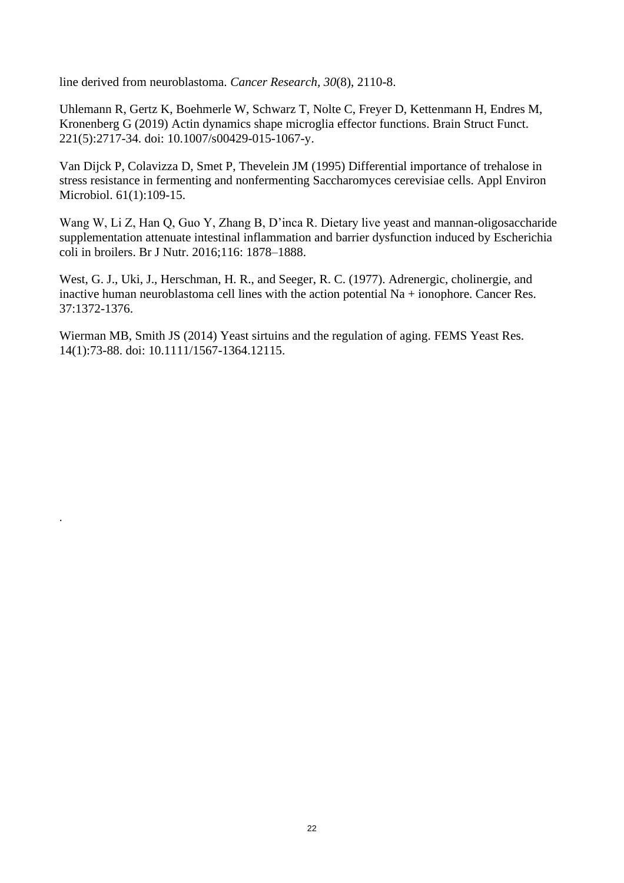line derived from neuroblastoma. *Cancer Research, 30*(8), 2110-8.

Uhlemann R, Gertz K, Boehmerle W, Schwarz T, Nolte C, Freyer D, Kettenmann H, Endres M, Kronenberg G (2019) Actin dynamics shape microglia effector functions. Brain Struct Funct. 221(5):2717-34. doi: 10.1007/s00429-015-1067-y.

Van Dijck P, Colavizza D, Smet P, Thevelein JM (1995) Differential importance of trehalose in stress resistance in fermenting and nonfermenting Saccharomyces cerevisiae cells. Appl Environ Microbiol. 61(1):109-15.

Wang W, Li Z, Han Q, Guo Y, Zhang B, D'inca R. Dietary live yeast and mannan-oligosaccharide supplementation attenuate intestinal inflammation and barrier dysfunction induced by Escherichia coli in broilers. Br J Nutr. 2016;116: 1878–1888.

West, G. J., Uki, J., Herschman, H. R., and Seeger, R. C. (1977). Adrenergic, cholinergie, and inactive human neuroblastoma cell lines with the action potential Na + ionophore. Cancer Res. 37:1372-1376.

Wierman MB, Smith JS (2014) Yeast sirtuins and the regulation of aging. FEMS Yeast Res. 14(1):73-88. doi: 10.1111/1567-1364.12115.

.